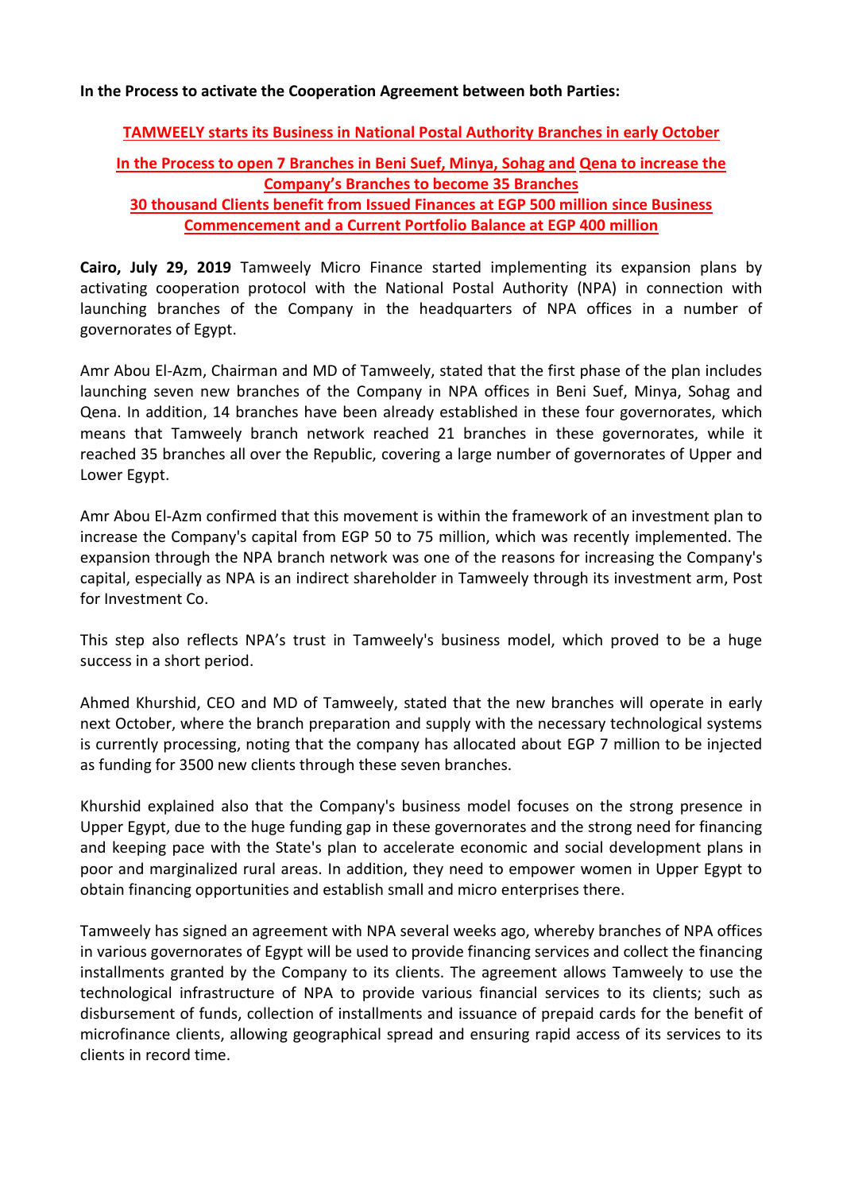**In the Process to activate the Cooperation Agreement between both Parties:**

## TAMWEELY starts its Business in National Postal Authority Branches in early October

### In the Process to open 7 Branches in Beni Suef, Minya, Sohag and Qena to increase the Company's Branches to become 35 Branches

### 30 thousand Clients benefit from Issued Finances at EGP 500 million since Business Commencement and a Current Portfolio Balance at EGP 400 million

**Cairo, July 29, 2019** Tamweely Micro Finance started implementing its expansion plans by activating cooperation protocol with the National Postal Authority (NPA) in connection with launching branches of the Company in the headquarters of NPA offices in a number of governorates of Egypt.

Amr Abou El-Azm, Chairman and MD of Tamweely, stated that the first phase of the plan includes launching seven new branches of the Company in NPA offices in Beni Suef, Minya, Sohag and Qena. In addition, 14 branches have been already established in these four governorates, which means that Tamweely branch network reached 21 branches in these governorates, while it reached 35 branches all over the Republic, covering a large number of governorates of Upper and Lower Egypt.

Amr Abou El-Azm confirmed that this movement is within the framework of an investment plan to increase the Company's capital from EGP 50 to 75 million, which was recently implemented. The expansion through the NPA branch network was one of the reasons for increasing the Company's capital, especially as NPA is an indirect shareholder in Tamweely through its investment arm, Post for Investment Co.

This step also reflects NPA's trust in Tamweely's business model, which proved to be a huge success in a short period.

Ahmed Khurshid, CEO and MD of Tamweely, stated that the new branches will operate in early next October, where the branch preparation and supply with the necessary technological systems is currently processing, noting that the company has allocated about EGP 7 million to be injected as funding for 3500 new clients through these seven branches.

Khurshid explained also that the Company's business model focuses on the strong presence in Upper Egypt, due to the huge funding gap in these governorates and the strong need for financing and keeping pace with the State's plan to accelerate economic and social development plans in poor and marginalized rural areas. In addition, they need to empower women in Upper Egypt to obtain financing opportunities and establish small and micro enterprises there.

Tamweely has signed an agreement with NPA several weeks ago, whereby branches of NPA offices in various governorates of Egypt will be used to provide financing services and collect the financing installments granted by the Company to its clients. The agreement allows Tamweely to use the technological infrastructure of NPA to provide various financial services to its clients; such as disbursement of funds, collection of installments and issuance of prepaid cards for the benefit of microfinance clients, allowing geographical spread and ensuring rapid access of its services to its clients in record time.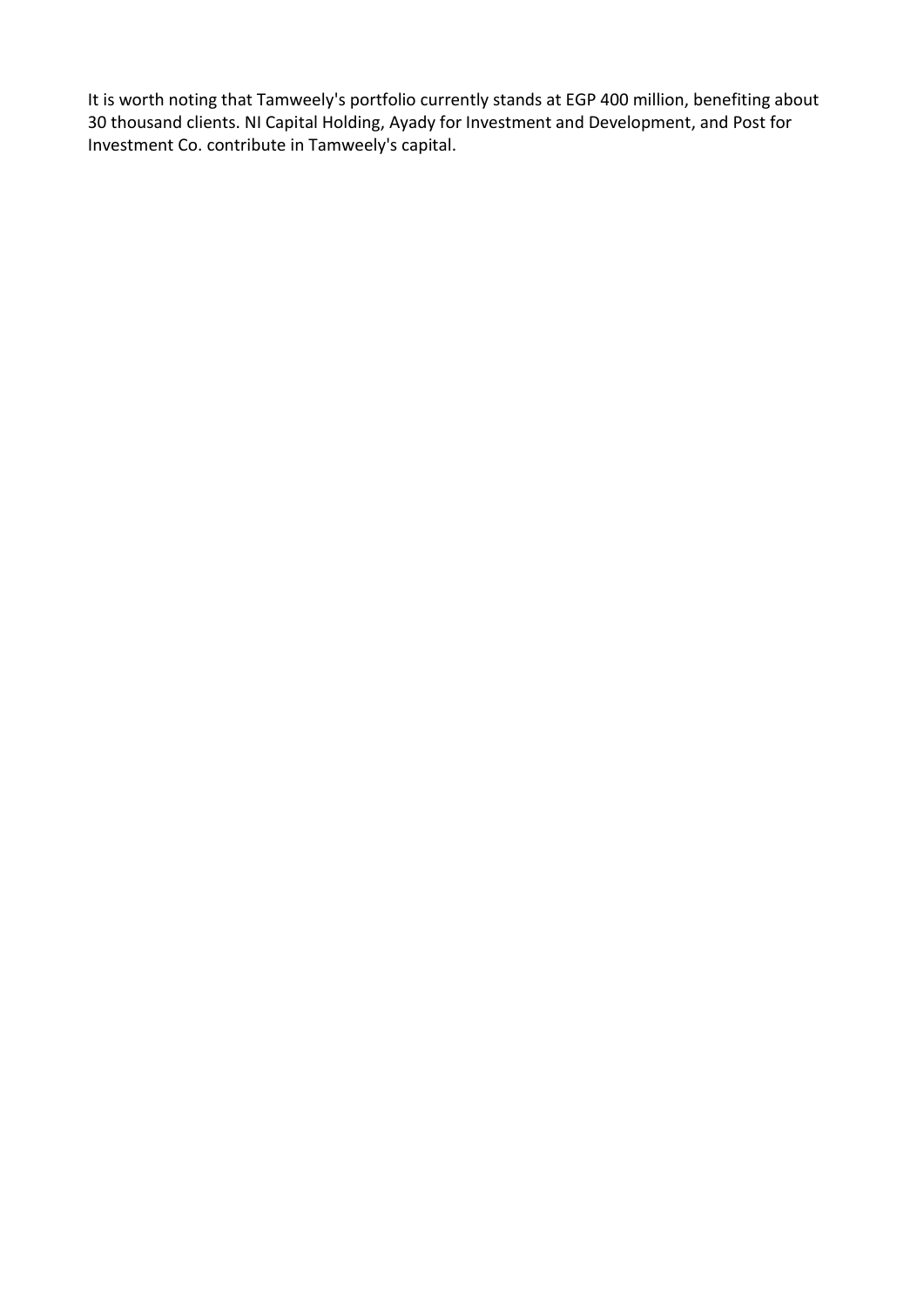It is worth noting that Tamweely's portfolio currently stands at EGP 400 million, benefiting about 30 thousand clients. NI Capital Holding, Ayady for Investment and Development, and Post for Investment Co. contribute in Tamweely's capital.